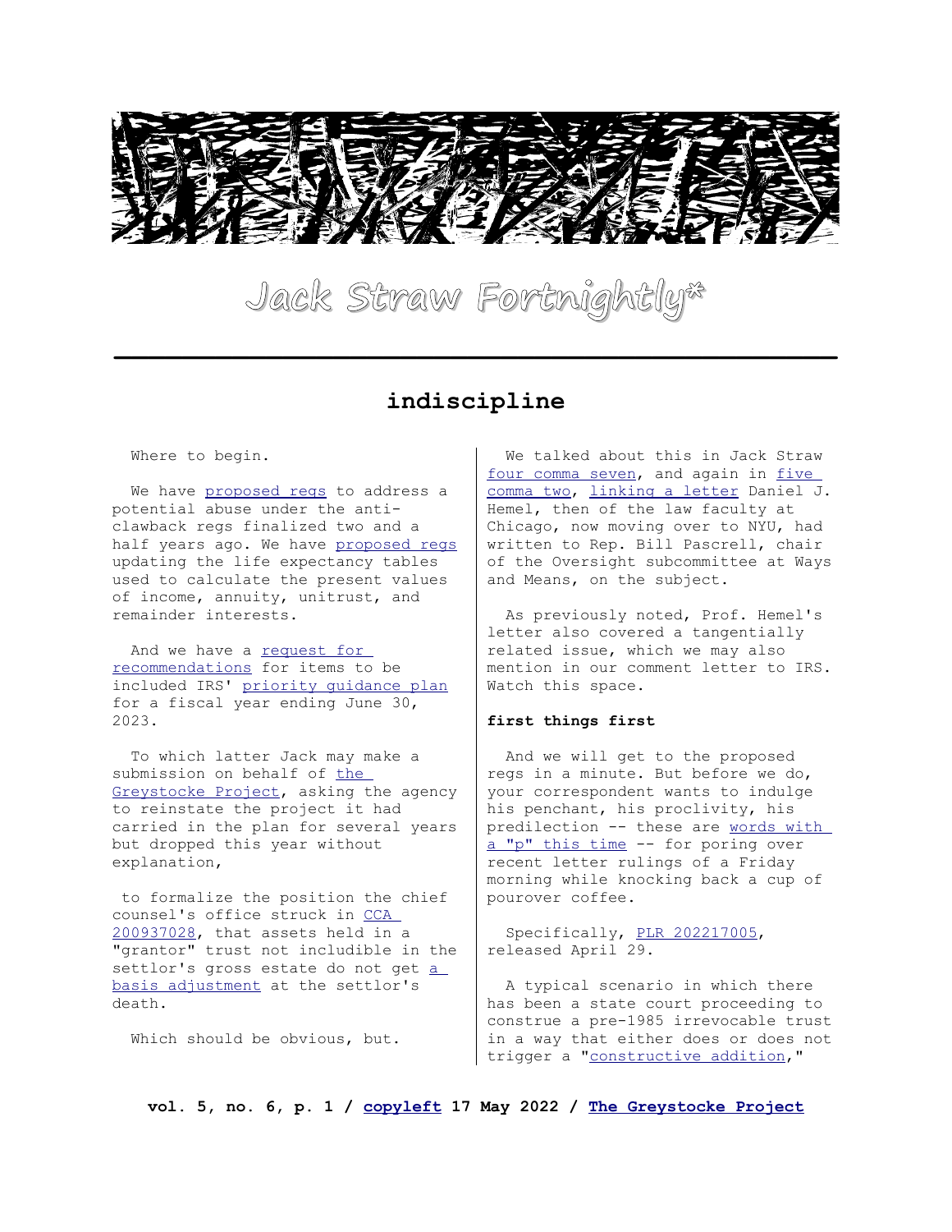# Jack Straw Fortnightly*

## indiscipline

Where to begin.

We have proposed regs to address a potential abuse under the anti-clawback regs finalized two and a half years ago. We have proposed regs updating the life expectancy tables used to calculate the present values of income, annuity, unitrust, and remainder interests.

And we have a request for recommendations for items to be included IRS' priority guidance plan for a fiscal year ending June 30, 2023.

To which latter Jack may make a submission on behalf of the Greystocke Project, asking the agency to reinstate the project it had carried in the plan for several years but dropped this year without explanation,

to formalize the position the chief counsel's office struck in CCA 200937028, that assets held in a "grantor" trust not includible in the settlor's gross estate do not get a basis adjustment at the settlor's death.

Which should be obvious, but.

We talked about this in Jack Straw four comma seven, and again in five comma two, linking a letter Daniel J. Hemel, then of the law faculty at Chicago, now moving over to NYU, had written to Rep. Bill Pascrell, chair of the Oversight subcommittee at Ways and Means, on the subject.

As previously noted, Prof. Hemel's letter also covered a tangentially related issue, which we may also mention in our comment letter to IRS. Watch this space.

**first things first**

And we will get to the proposed regs in a minute. But before we do, your correspondent wants to indulge his penchant, his proclivity, his predilection -- these are words with a "p" this time -- for poring over recent letter rulings of a Friday morning while knocking back a cup of pourover coffee.

Specifically, PLR 202217005, released April 29.

A typical scenario in which there has been a state court proceeding to construe a pre-1985 irrevocable trust in a way that either does or does not trigger a "constructive addition,"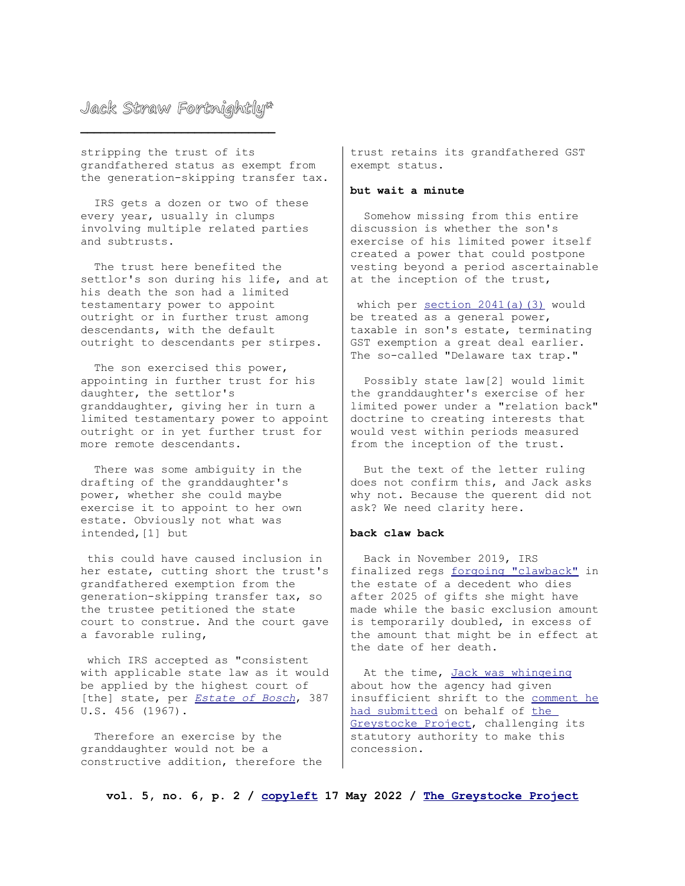stripping the trust of its grandfathered status as exempt from the generation-skipping transfer tax.

IRS gets a dozen or two of these every year, usually in clumps involving multiple related parties and subtrusts.

The trust here benefited the settlor's son during his life, and at his death the son had a limited testamentary power to appoint outright or in further trust among descendants, with the default outright to descendants per stirpes.

The son exercised this power, appointing in further trust for his daughter, the settlor's granddaughter, giving her in turn a limited testamentary power to appoint outright or in yet further trust for more remote descendants.

There was some ambiguity in the drafting of the granddaughter's power, whether she could maybe exercise it to appoint to her own estate. Obviously not what was intended,[1] but

this could have caused inclusion in her estate, cutting short the trust's grandfathered exemption from the generation-skipping transfer tax, so the trustee petitioned the state court to construe. And the court gave a favorable ruling,

which IRS accepted as "consistent with applicable state law as it would be applied by the highest court of [the] state, per *Estate of Bosch*, 387 U.S. 456 (1967).

Therefore an exercise by the granddaughter would not be a constructive addition, therefore the trust retains its grandfathered GST exempt status.

**but wait a minute**

Somehow missing from this entire discussion is whether the son's exercise of his limited power itself created a power that could postpone vesting beyond a period ascertainable at the inception of the trust,

which per section 2041(a)(3) would be treated as a general power, taxable in son's estate, terminating GST exemption a great deal earlier. The so-called "Delaware tax trap."

Possibly state law[2] would limit the granddaughter's exercise of her limited power under a "relation back" doctrine to creating interests that would vest within periods measured from the inception of the trust.

But the text of the letter ruling does not confirm this, and Jack asks why not. Because the querent did not ask? We need clarity here.

**back claw back**

Back in November 2019, IRS finalized regs forgoing "clawback" in the estate of a decedent who dies after 2025 of gifts she might have made while the basic exclusion amount is temporarily doubled, in excess of the amount that might be in effect at the date of her death.

At the time, Jack was whingeing about how the agency had given insufficient shrift to the comment he had submitted on behalf of the Greystocke Project, challenging its statutory authority to make this concession.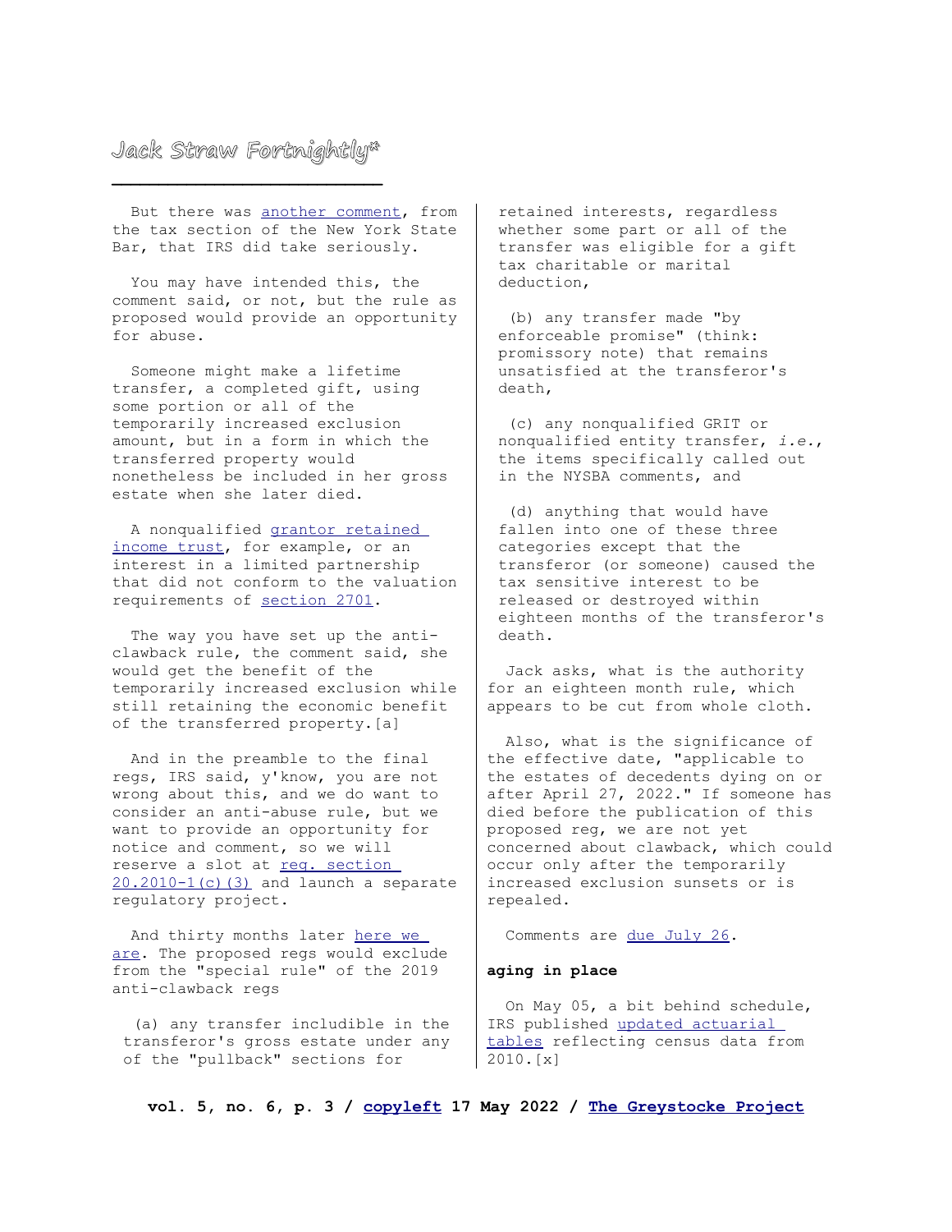But there was another comment, from the tax section of the New York State Bar, that IRS did take seriously.

You may have intended this, the comment said, or not, but the rule as proposed would provide an opportunity for abuse.

Someone might make a lifetime transfer, a completed gift, using some portion or all of the temporarily increased exclusion amount, but in a form in which the transferred property would nonetheless be included in her gross estate when she later died.

A nonqualified grantor retained income trust, for example, or an interest in a limited partnership that did not conform to the valuation requirements of section 2701.

The way you have set up the anti-clawback rule, the comment said, she would get the benefit of the temporarily increased exclusion while still retaining the economic benefit of the transferred property.[a]

And in the preamble to the final regs, IRS said, y'know, you are not wrong about this, and we do want to consider an anti-abuse rule, but we want to provide an opportunity for notice and comment, so we will reserve a slot at reg. section 20.2010-1(c)(3) and launch a separate regulatory project.

And thirty months later here we are. The proposed regs would exclude from the "special rule" of the 2019 anti-clawback regs

(a) any transfer includible in the transferor's gross estate under any of the "pullback" sections for retained interests, regardless whether some part or all of the transfer was eligible for a gift tax charitable or marital deduction,

(b) any transfer made "by enforceable promise" (think: promissory note) that remains unsatisfied at the transferor's death,

(c) any nonqualified GRIT or nonqualified entity transfer, *i.e.*, the items specifically called out in the NYSBA comments, and

(d) anything that would have fallen into one of these three categories except that the transferor (or someone) caused the tax sensitive interest to be released or destroyed within eighteen months of the transferor's death.

Jack asks, what is the authority for an eighteen month rule, which appears to be cut from whole cloth.

Also, what is the significance of the effective date, "applicable to the estates of decedents dying on or after April 27, 2022." If someone has died before the publication of this proposed reg, we are not yet concerned about clawback, which could occur only after the temporarily increased exclusion sunsets or is repealed.

Comments are due July 26.

**aging in place**

On May 05, a bit behind schedule, IRS published updated actuarial tables reflecting census data from 2010.[x]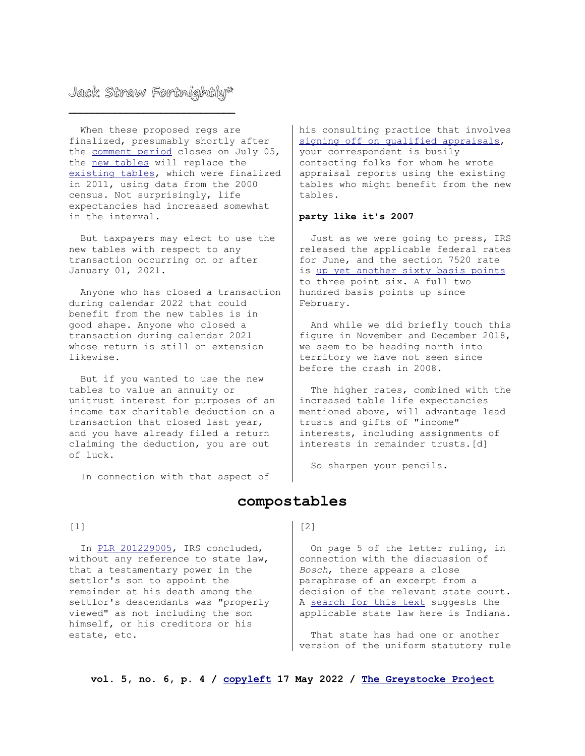When these proposed regs are finalized, presumably shortly after the comment period closes on July 05, the new tables will replace the existing tables, which were finalized in 2011, using data from the 2000 census. Not surprisingly, life expectancies had increased somewhat in the interval.

But taxpayers may elect to use the new tables with respect to any transaction occurring on or after January 01, 2021.

Anyone who has closed a transaction during calendar 2022 that could benefit from the new tables is in good shape. Anyone who closed a transaction during calendar 2021 whose return is still on extension likewise.

But if you wanted to use the new tables to value an annuity or unitrust interest for purposes of an income tax charitable deduction on a transaction that closed last year, and you have already filed a return claiming the deduction, you are out of luck.

In connection with that aspect of his consulting practice that involves signing off on qualified appraisals, your correspondent is busily contacting folks for whom he wrote appraisal reports using the existing tables who might benefit from the new tables.

**party like it's 2007**

Just as we were going to press, IRS released the applicable federal rates for June, and the section 7520 rate is up yet another sixty basis points to three point six. A full two hundred basis points up since February.

And while we did briefly touch this figure in November and December 2018, we seem to be heading north into territory we have not seen since before the crash in 2008.

The higher rates, combined with the increased table life expectancies mentioned above, will advantage lead trusts and gifts of "income" interests, including assignments of interests in remainder trusts.[d]

So sharpen your pencils.

## compostables

[1]

In PLR 201229005, IRS concluded, without any reference to state law, that a testamentary power in the settlor's son to appoint the remainder at his death among the settlor's descendants was "properly viewed" as not including the son himself, or his creditors or his estate, etc.

[2]

On page 5 of the letter ruling, in connection with the discussion of *Bosch*, there appears a close paraphrase of an excerpt from a decision of the relevant state court. A search for this text suggests the applicable state law here is Indiana.

That state has had one or another version of the uniform statutory rule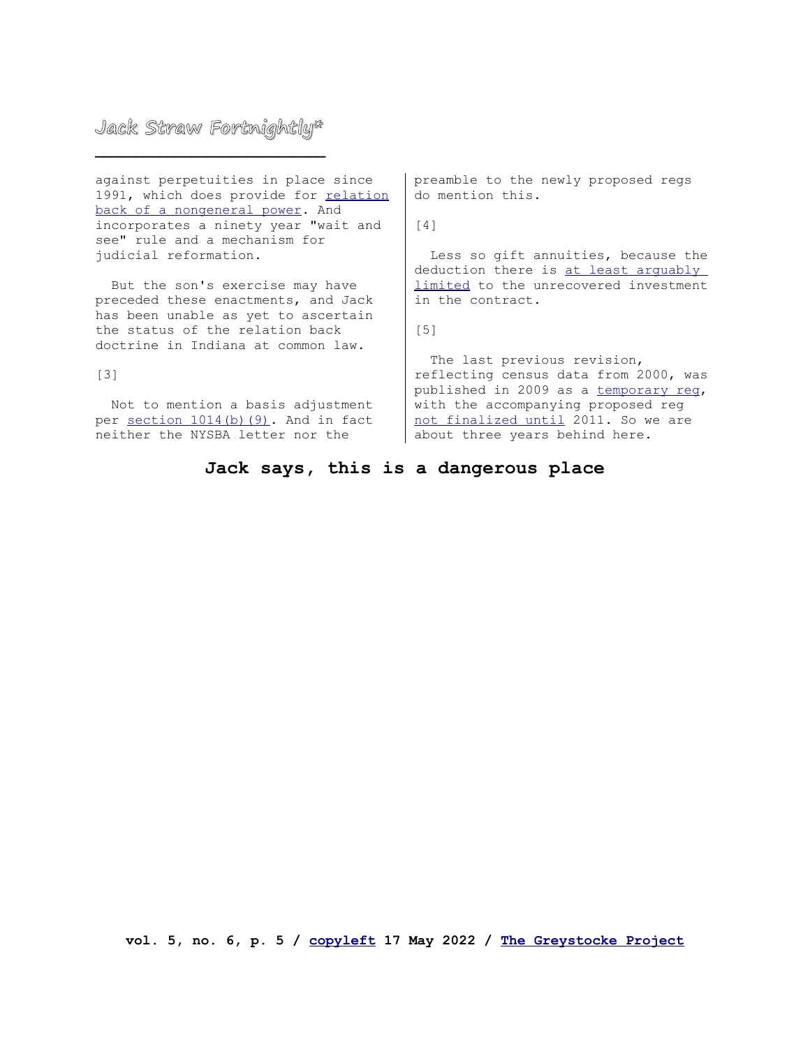against perpetuities in place since 1991, which does provide for relation back of a nongeneral power. And incorporates a ninety year "wait and see" rule and a mechanism for judicial reformation.

But the son's exercise may have preceded these enactments, and Jack has been unable as yet to ascertain the status of the relation back doctrine in Indiana at common law.

[3]

Not to mention a basis adjustment per section 1014(b)(9). And in fact neither the NYSBA letter nor the preamble to the newly proposed regs do mention this.

[4]

Less so gift annuities, because the deduction there is at least arguably limited to the unrecovered investment in the contract.

[5]

The last previous revision, reflecting census data from 2000, was published in 2009 as a temporary reg, with the accompanying proposed reg not finalized until 2011. So we are about three years behind here.

**Jack says, this is a dangerous place**